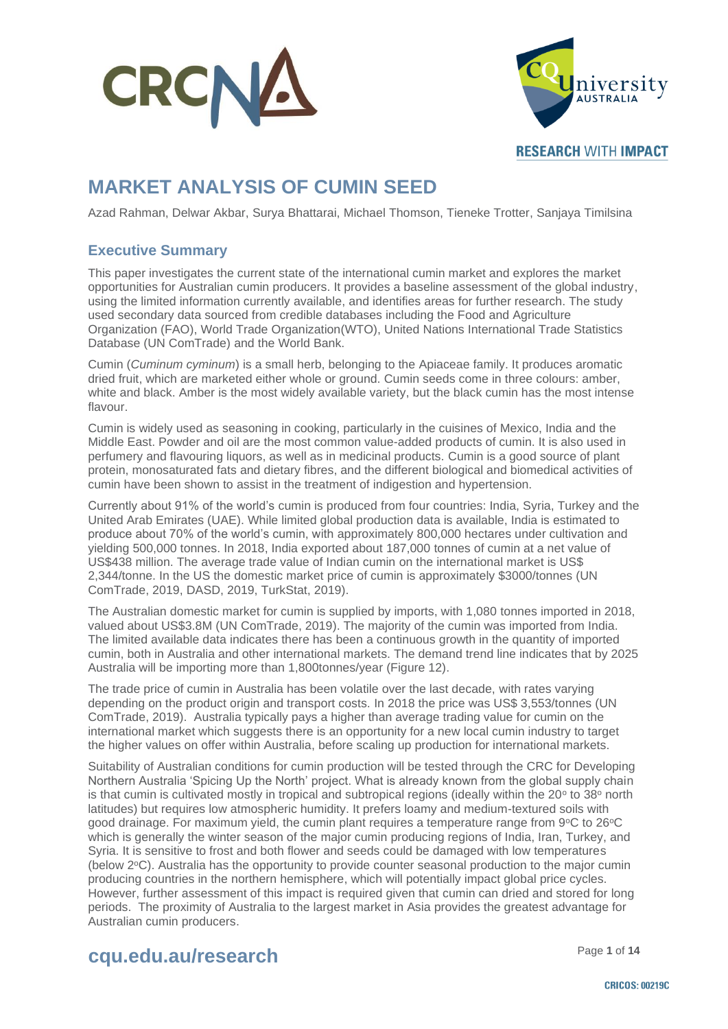# MARKET ANALYSIS OF CUMIN SEED

Azad Rahman, Delwar Akbar, Surya Bhattarai, Michael Thomson, Tieneke Trotter, Sanjaya Timilsina

## Executive Summary

This paper investigates the current state of the international cumin market and explores the market opportunities for Australian cumin producers. It provides a baseline assessment of the global industry, using the limited information currently available, and identifies areas for further research. The study used secondary data sourced from credible databases including the Food and Agriculture Organization (FAO), World Trade Organization(WTO), United Nations International Trade Statistics Database (UN ComTrade) and the World Bank.

Cumin (*Cuminum cyminum*) is a small herb, belonging to the Apiaceae family. It produces aromatic dried fruit, which are marketed either whole or ground. Cumin seeds come in three colours: amber, white and black. Amber is the most widely available variety, but the black cumin has the most intense flavour.

Cumin is widely used as seasoning in cooking, particularly in the cuisines of Mexico, India and the Middle East. Powder and oil are the most common value-added products of cumin. It is also used in perfumery and flavouring liquors, as well as in medicinal products. Cumin is a good source of plant protein, monosaturated fats and dietary fibres, and the different biological and biomedical activities of cumin have been shown to assist in the treatment of indigestion and hypertension.

Currently about 91% of the world's cumin is produced from four countries: India, Syria, Turkey and the United Arab Emirates (UAE). While limited global production data is available, India is estimated to produce about 70% of the world's cumin, with approximately 800,000 hectares under cultivation and yielding 500,000 tonnes. In 2018, India exported about 187,000 tonnes of cumin at a net value of US$438 million. The average trade value of Indian cumin on the international market is US$ 2,344/tonne. In the US the domestic market price of cumin is approximately $3000/tonnes (UN ComTrade, 2019, DASD, 2019, TurkStat, 2019).

The Australian domestic market for cumin is supplied by imports, with 1,080 tonnes imported in 2018, valued about US$3.8M (UN ComTrade, 2019). The majority of the cumin was imported from India. The limited available data indicates there has been a continuous growth in the quantity of imported cumin, both in Australia and other international markets. The demand trend line indicates that by 2025 Australia will be importing more than 1,800tonnes/year (Figure 12).

The trade price of cumin in Australia has been volatile over the last decade, with rates varying depending on the product origin and transport costs. In 2018 the price was US$ 3,553/tonnes (UN ComTrade, 2019). Australia typically pays a higher than average trading value for cumin on the international market which suggests there is an opportunity for a new local cumin industry to target the higher values on offer within Australia, before scaling up production for international markets.

Suitability of Australian conditions for cumin production will be tested through the CRC for Developing Northern Australia 'Spicing Up the North' project. What is already known from the global supply chain is that cumin is cultivated mostly in tropical and subtropical regions (ideally within the 20° to 38° north latitudes) but requires low atmospheric humidity. It prefers loamy and medium-textured soils with good drainage. For maximum yield, the cumin plant requires a temperature range from 9°C to 26°C which is generally the winter season of the major cumin producing regions of India, Iran, Turkey, and Syria. It is sensitive to frost and both flower and seeds could be damaged with low temperatures (below 2°C). Australia has the opportunity to provide counter seasonal production to the major cumin producing countries in the northern hemisphere, which will potentially impact global price cycles. However, further assessment of this impact is required given that cumin can dried and stored for long periods. The proximity of Australia to the largest market in Asia provides the greatest advantage for Australian cumin producers.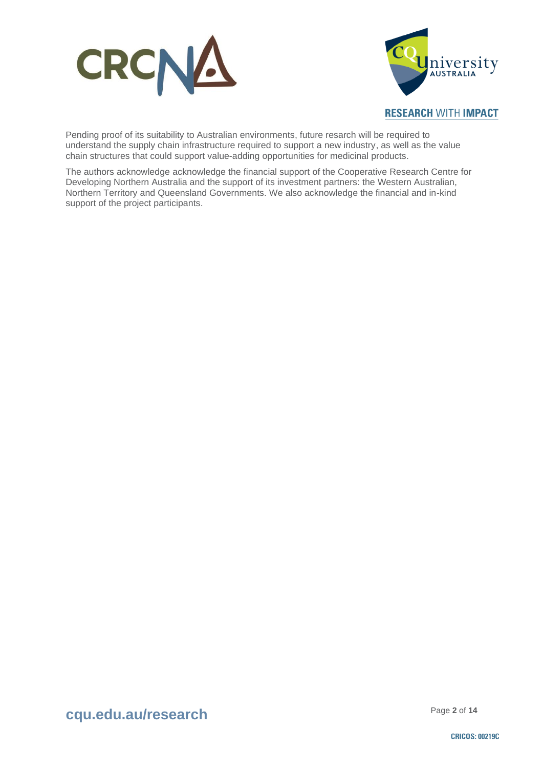Pending proof of its suitability to Australian environments, future resarch will be required to understand the supply chain infrastructure required to support a new industry, as well as the value chain structures that could support value-adding opportunities for medicinal products.

The authors acknowledge acknowledge the financial support of the Cooperative Research Centre for Developing Northern Australia and the support of its investment partners: the Western Australian, Northern Territory and Queensland Governments. We also acknowledge the financial and in-kind support of the project participants.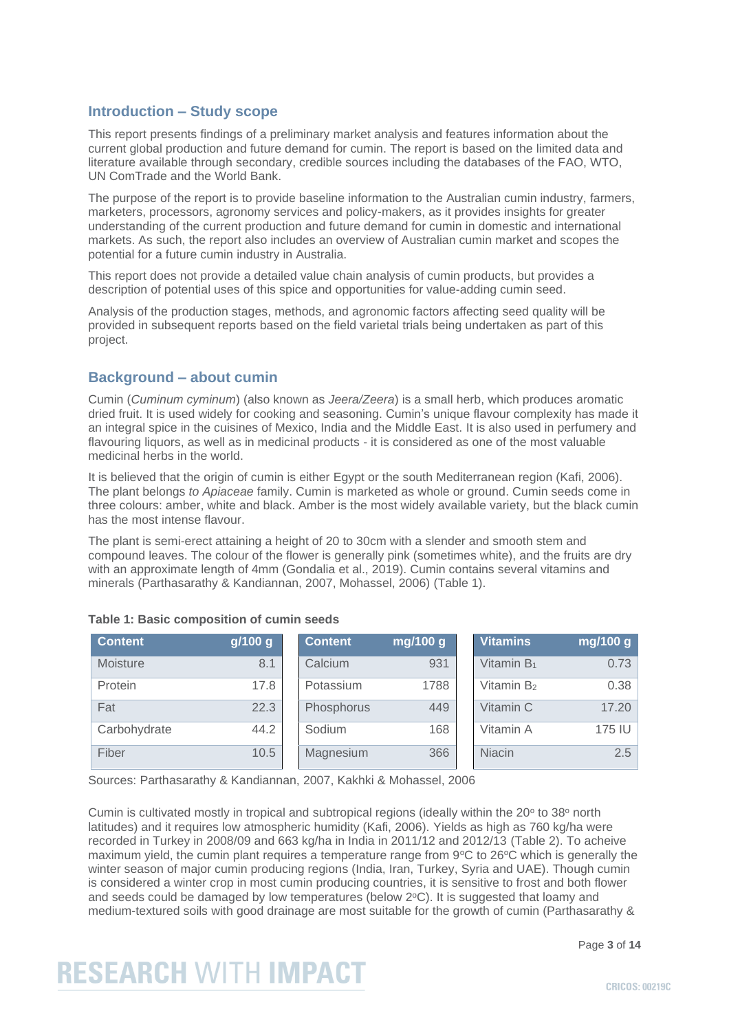## Introduction – Study scope

This report presents findings of a preliminary market analysis and features information about the current global production and future demand for cumin. The report is based on the limited data and literature available through secondary, credible sources including the databases of the FAO, WTO, UN ComTrade and the World Bank.

The purpose of the report is to provide baseline information to the Australian cumin industry, farmers, marketers, processors, agronomy services and policy-makers, as it provides insights for greater understanding of the current production and future demand for cumin in domestic and international markets. As such, the report also includes an overview of Australian cumin market and scopes the potential for a future cumin industry in Australia.

This report does not provide a detailed value chain analysis of cumin products, but provides a description of potential uses of this spice and opportunities for value-adding cumin seed.

Analysis of the production stages, methods, and agronomic factors affecting seed quality will be provided in subsequent reports based on the field varietal trials being undertaken as part of this project.

## Background – about cumin

Cumin (*Cuminum cyminum*) (also known as *Jeera/Zeera*) is a small herb, which produces aromatic dried fruit. It is used widely for cooking and seasoning. Cumin's unique flavour complexity has made it an integral spice in the cuisines of Mexico, India and the Middle East. It is also used in perfumery and flavouring liquors, as well as in medicinal products - it is considered as one of the most valuable medicinal herbs in the world.

It is believed that the origin of cumin is either Egypt or the south Mediterranean region (Kafi, 2006). The plant belongs *to Apiaceae* family. Cumin is marketed as whole or ground. Cumin seeds come in three colours: amber, white and black. Amber is the most widely available variety, but the black cumin has the most intense flavour.

The plant is semi-erect attaining a height of 20 to 30cm with a slender and smooth stem and compound leaves. The colour of the flower is generally pink (sometimes white), and the fruits are dry with an approximate length of 4mm (Gondalia et al., 2019). Cumin contains several vitamins and minerals (Parthasarathy & Kandiannan, 2007, Mohassel, 2006) (Table 1).

**Table 1: Basic composition of cumin seeds**

| Content | g/100 g | Content | mg/100 g | Vitamins | mg/100 g |
|---|---|---|---|---|---|
| Moisture | 8.1 | Calcium | 931 | Vitamin $B_1$ | 0.73 |
| Protein | 17.8 | Potassium | 1788 | Vitamin $B_2$ | 0.38 |
| Fat | 22.3 | Phosphorus | 449 | Vitamin C | 17.20 |
| Carbohydrate | 44.2 | Sodium | 168 | Vitamin A | 175 IU |
| Fiber | 10.5 | Magnesium | 366 | Niacin | 2.5 |

Sources: Parthasarathy & Kandiannan, 2007, Kakhki & Mohassel, 2006

Cumin is cultivated mostly in tropical and subtropical regions (ideally within the 20° to 38° north latitudes) and it requires low atmospheric humidity (Kafi, 2006). Yields as high as 760 kg/ha were recorded in Turkey in 2008/09 and 663 kg/ha in India in 2011/12 and 2012/13 (Table 2). To acheive maximum yield, the cumin plant requires a temperature range from 9°C to 26°C which is generally the winter season of major cumin producing regions (India, Iran, Turkey, Syria and UAE). Though cumin is considered a winter crop in most cumin producing countries, it is sensitive to frost and both flower and seeds could be damaged by low temperatures (below 2°C). It is suggested that loamy and medium-textured soils with good drainage are most suitable for the growth of cumin (Parthasarathy &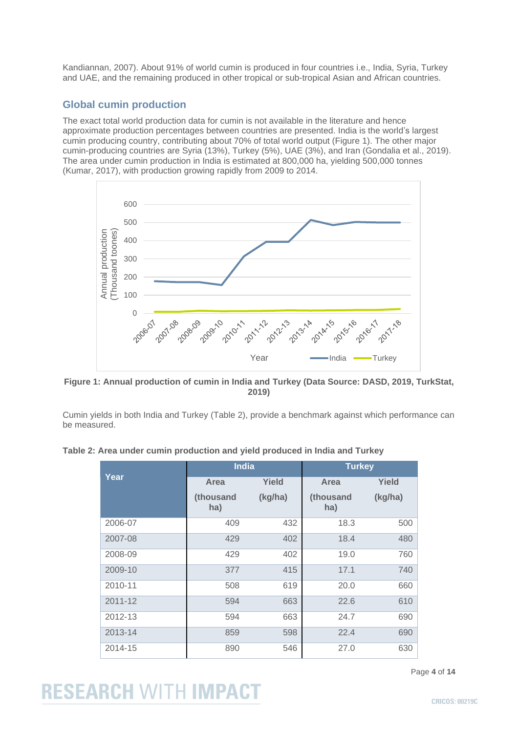Kandiannan, 2007). About 91% of world cumin is produced in four countries i.e., India, Syria, Turkey and UAE, and the remaining produced in other tropical or sub-tropical Asian and African countries.

## Global cumin production

The exact total world production data for cumin is not available in the literature and hence approximate production percentages between countries are presented. India is the world's largest cumin producing country, contributing about 70% of total world output (Figure 1). The other major cumin-producing countries are Syria (13%), Turkey (5%), UAE (3%), and Iran (Gondalia et al., 2019). The area under cumin production in India is estimated at 800,000 ha, yielding 500,000 tonnes (Kumar, 2017), with production growing rapidly from 2009 to 2014.

**Figure 1: Annual production of cumin in India and Turkey (Data Source: DASD, 2019, TurkStat, 2019)**

Cumin yields in both India and Turkey (Table 2), provide a benchmark against which performance can be measured.

**Table 2: Area under cumin production and yield produced in India and Turkey**

| Year | India | | Turkey | |
|---|---|---|---|---|
| | Area (thousand ha) | Yield (kg/ha) | Area (thousand ha) | Yield (kg/ha) |
| 2006-07 | 409 | 432 | 18.3 | 500 |
| 2007-08 | 429 | 402 | 18.4 | 480 |
| 2008-09 | 429 | 402 | 19.0 | 760 |
| 2009-10 | 377 | 415 | 17.1 | 740 |
| 2010-11 | 508 | 619 | 20.0 | 660 |
| 2011-12 | 594 | 663 | 22.6 | 610 |
| 2012-13 | 594 | 663 | 24.7 | 690 |
| 2013-14 | 859 | 598 | 22.4 | 690 |
| 2014-15 | 890 | 546 | 27.0 | 630 |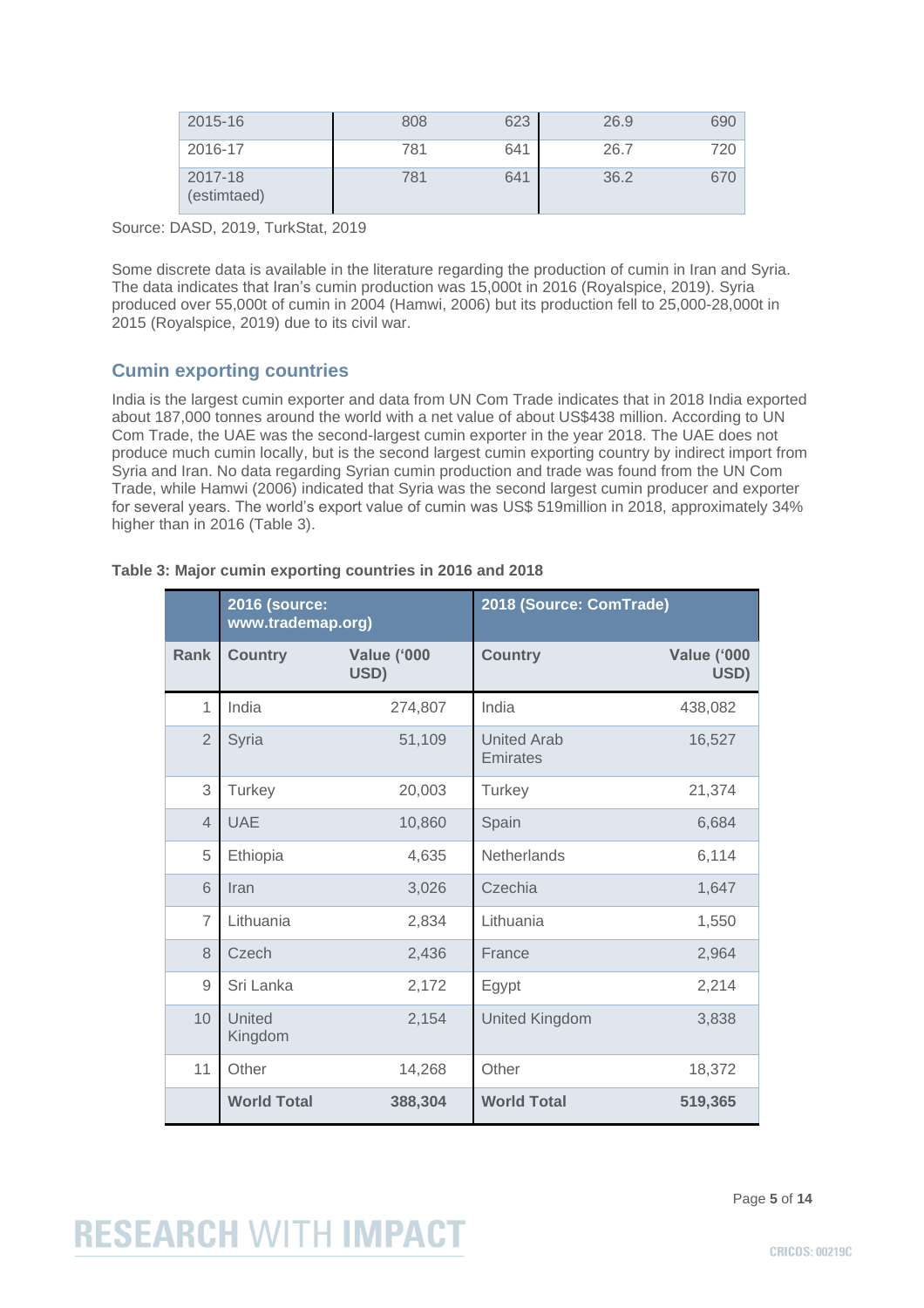| 2015-16 | 808 | 623 | 26.9 | 690 |
|---|---|---|---|---|
| 2016-17 | 781 | 641 | 26.7 | 720 |
| 2017-18 (estimtaed) | 781 | 641 | 36.2 | 670 |

Source: DASD, 2019, TurkStat, 2019

Some discrete data is available in the literature regarding the production of cumin in Iran and Syria. The data indicates that Iran's cumin production was 15,000t in 2016 (Royalspice, 2019). Syria produced over 55,000t of cumin in 2004 (Hamwi, 2006) but its production fell to 25,000-28,000t in 2015 (Royalspice, 2019) due to its civil war.

## Cumin exporting countries

India is the largest cumin exporter and data from UN Com Trade indicates that in 2018 India exported about 187,000 tonnes around the world with a net value of about US$438 million. According to UN Com Trade, the UAE was the second-largest cumin exporter in the year 2018. The UAE does not produce much cumin locally, but is the second largest cumin exporting country by indirect import from Syria and Iran. No data regarding Syrian cumin production and trade was found from the UN Com Trade, while Hamwi (2006) indicated that Syria was the second largest cumin producer and exporter for several years. The world's export value of cumin was US$ 519million in 2018, approximately 34% higher than in 2016 (Table 3).

**Table 3: Major cumin exporting countries in 2016 and 2018**

| | 2016 (source: www.trademap.org) | | 2018 (Source: ComTrade) | |
|---|---|---|---|---|
| **Rank** | **Country** | **Value ('000 USD)** | **Country** | **Value ('000 USD)** |
| 1 | India | 274,807 | India | 438,082 |
| 2 | Syria | 51,109 | United Arab Emirates | 16,527 |
| 3 | Turkey | 20,003 | Turkey | 21,374 |
| 4 | UAE | 10,860 | Spain | 6,684 |
| 5 | Ethiopia | 4,635 | Netherlands | 6,114 |
| 6 | Iran | 3,026 | Czechia | 1,647 |
| 7 | Lithuania | 2,834 | Lithuania | 1,550 |
| 8 | Czech | 2,436 | France | 2,964 |
| 9 | Sri Lanka | 2,172 | Egypt | 2,214 |
| 10 | United Kingdom | 2,154 | United Kingdom | 3,838 |
| 11 | Other | 14,268 | Other | 18,372 |
| | **World Total** | **388,304** | **World Total** | **519,365** |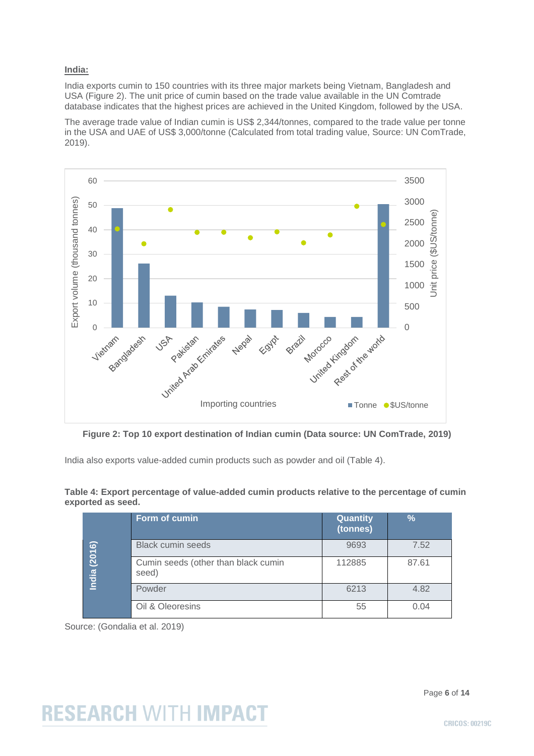**India:**

India exports cumin to 150 countries with its three major markets being Vietnam, Bangladesh and USA (Figure 2). The unit price of cumin based on the trade value available in the UN Comtrade database indicates that the highest prices are achieved in the United Kingdom, followed by the USA.

The average trade value of Indian cumin is US$ 2,344/tonnes, compared to the trade value per tonne in the USA and UAE of US$ 3,000/tonne (Calculated from total trading value, Source: UN ComTrade, 2019).

**Figure 2: Top 10 export destination of Indian cumin (Data source: UN ComTrade, 2019)**

India also exports value-added cumin products such as powder and oil (Table 4).

**Table 4: Export percentage of value-added cumin products relative to the percentage of cumin exported as seed.**

| | Form of cumin | Quantity (tonnes) | % |
|---|---|---|---|
| India (2016) | Black cumin seeds | 9693 | 7.52 |
| | Cumin seeds (other than black cumin seed) | 112885 | 87.61 |
| | Powder | 6213 | 4.82 |
| | Oil & Oleoresins | 55 | 0.04 |

Source: (Gondalia et al. 2019)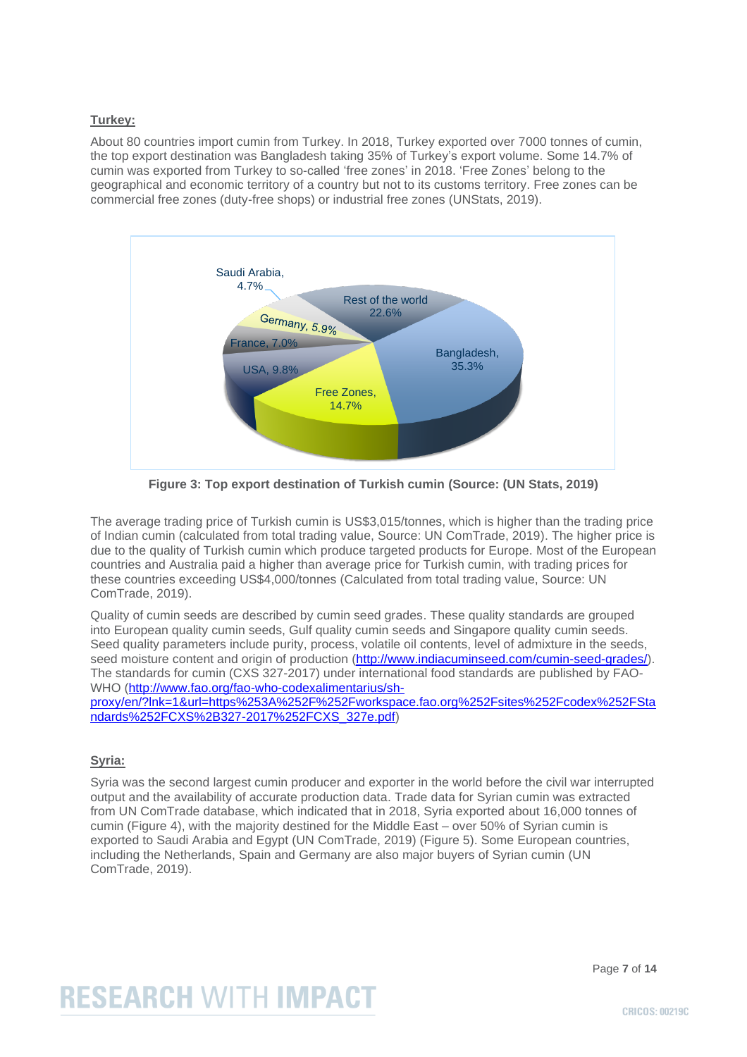**Turkey:**

About 80 countries import cumin from Turkey. In 2018, Turkey exported over 7000 tonnes of cumin, the top export destination was Bangladesh taking 35% of Turkey's export volume. Some 14.7% of cumin was exported from Turkey to so-called 'free zones' in 2018. 'Free Zones' belong to the geographical and economic territory of a country but not to its customs territory. Free zones can be commercial free zones (duty-free shops) or industrial free zones (UNStats, 2019).

Saudi Arabia, 4.7%
Rest of the world 22.6%
Germany, 5.9%
France, 7.0%
Bangladesh, 35.3%
USA, 9.8%
Free Zones, 14.7%

**Figure 3: Top export destination of Turkish cumin (Source: (UN Stats, 2019)**

The average trading price of Turkish cumin is US$3,015/tonnes, which is higher than the trading price of Indian cumin (calculated from total trading value, Source: UN ComTrade, 2019). The higher price is due to the quality of Turkish cumin which produce targeted products for Europe. Most of the European countries and Australia paid a higher than average price for Turkish cumin, with trading prices for these countries exceeding US$4,000/tonnes (Calculated from total trading value, Source: UN ComTrade, 2019).

Quality of cumin seeds are described by cumin seed grades. These quality standards are grouped into European quality cumin seeds, Gulf quality cumin seeds and Singapore quality cumin seeds. Seed quality parameters include purity, process, volatile oil contents, level of admixture in the seeds, seed moisture content and origin of production (http://www.indiacuminseed.com/cumin-seed-grades/). The standards for cumin (CXS 327-2017) under international food standards are published by FAO-WHO (http://www.fao.org/fao-who-codexalimentarius/sh-proxy/en/?lnk=1&url=https%253A%252F%252Fworkspace.fao.org%252Fsites%252Fcodex%252FStandards%252FCXS%2B327-2017%252FCXS_327e.pdf)

**Syria:**

Syria was the second largest cumin producer and exporter in the world before the civil war interrupted output and the availability of accurate production data. Trade data for Syrian cumin was extracted from UN ComTrade database, which indicated that in 2018, Syria exported about 16,000 tonnes of cumin (Figure 4), with the majority destined for the Middle East – over 50% of Syrian cumin is exported to Saudi Arabia and Egypt (UN ComTrade, 2019) (Figure 5). Some European countries, including the Netherlands, Spain and Germany are also major buyers of Syrian cumin (UN ComTrade, 2019).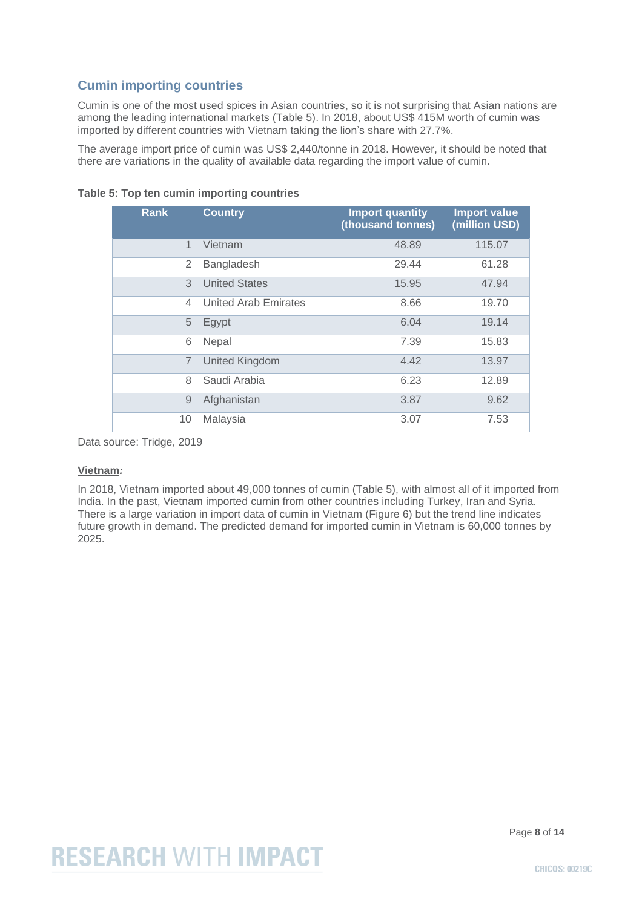## Cumin importing countries

Cumin is one of the most used spices in Asian countries, so it is not surprising that Asian nations are among the leading international markets (Table 5). In 2018, about US$ 415M worth of cumin was imported by different countries with Vietnam taking the lion's share with 27.7%.

The average import price of cumin was US$ 2,440/tonne in 2018. However, it should be noted that there are variations in the quality of available data regarding the import value of cumin.

**Table 5: Top ten cumin importing countries**

| Rank | Country | Import quantity (thousand tonnes) | Import value (million USD) |
|---|---|---|---|
| 1 | Vietnam | 48.89 | 115.07 |
| 2 | Bangladesh | 29.44 | 61.28 |
| 3 | United States | 15.95 | 47.94 |
| 4 | United Arab Emirates | 8.66 | 19.70 |
| 5 | Egypt | 6.04 | 19.14 |
| 6 | Nepal | 7.39 | 15.83 |
| 7 | United Kingdom | 4.42 | 13.97 |
| 8 | Saudi Arabia | 6.23 | 12.89 |
| 9 | Afghanistan | 3.87 | 9.62 |
| 10 | Malaysia | 3.07 | 7.53 |

Data source: Tridge, 2019

**Vietnam*:***

In 2018, Vietnam imported about 49,000 tonnes of cumin (Table 5), with almost all of it imported from India. In the past, Vietnam imported cumin from other countries including Turkey, Iran and Syria. There is a large variation in import data of cumin in Vietnam (Figure 6) but the trend line indicates future growth in demand. The predicted demand for imported cumin in Vietnam is 60,000 tonnes by 2025.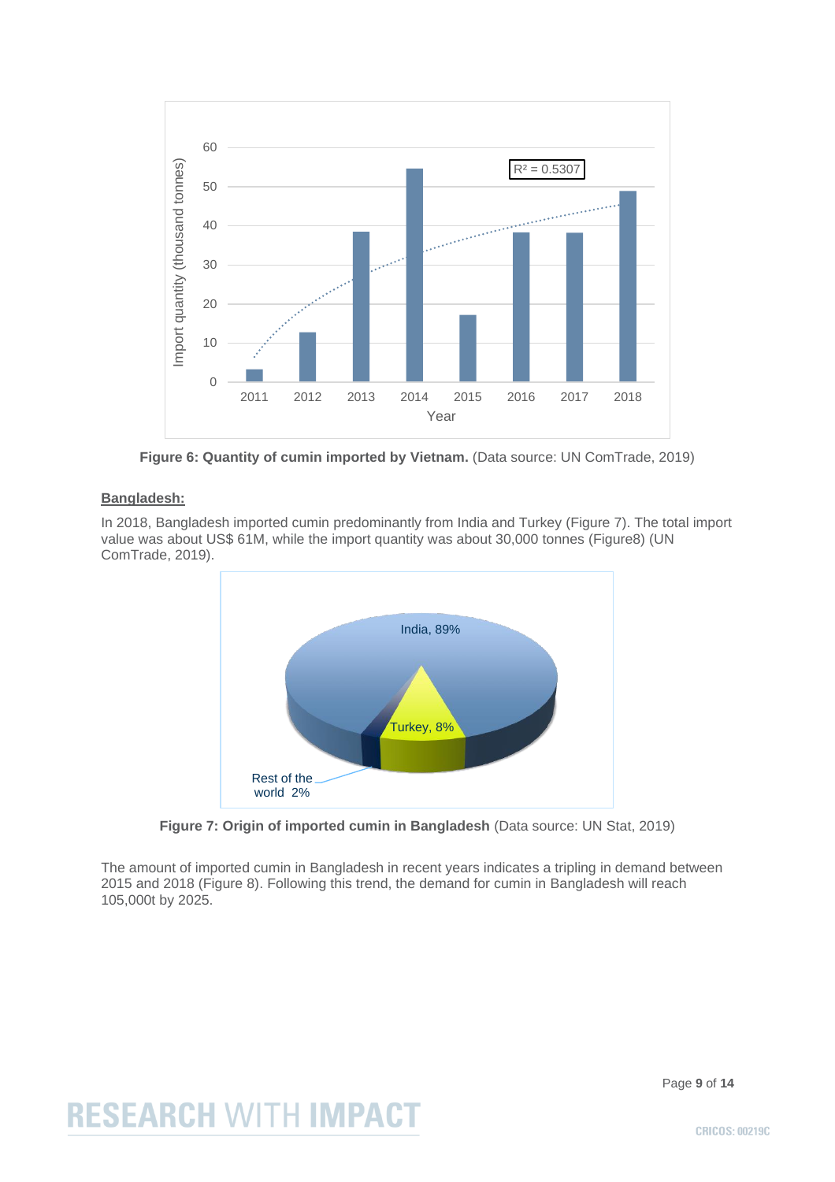**Figure 6: Quantity of cumin imported by Vietnam.** (Data source: UN ComTrade, 2019)

**Bangladesh:**

In 2018, Bangladesh imported cumin predominantly from India and Turkey (Figure 7). The total import value was about US$ 61M, while the import quantity was about 30,000 tonnes (Figure8) (UN ComTrade, 2019).

**Figure 7: Origin of imported cumin in Bangladesh** (Data source: UN Stat, 2019)

The amount of imported cumin in Bangladesh in recent years indicates a tripling in demand between 2015 and 2018 (Figure 8). Following this trend, the demand for cumin in Bangladesh will reach 105,000t by 2025.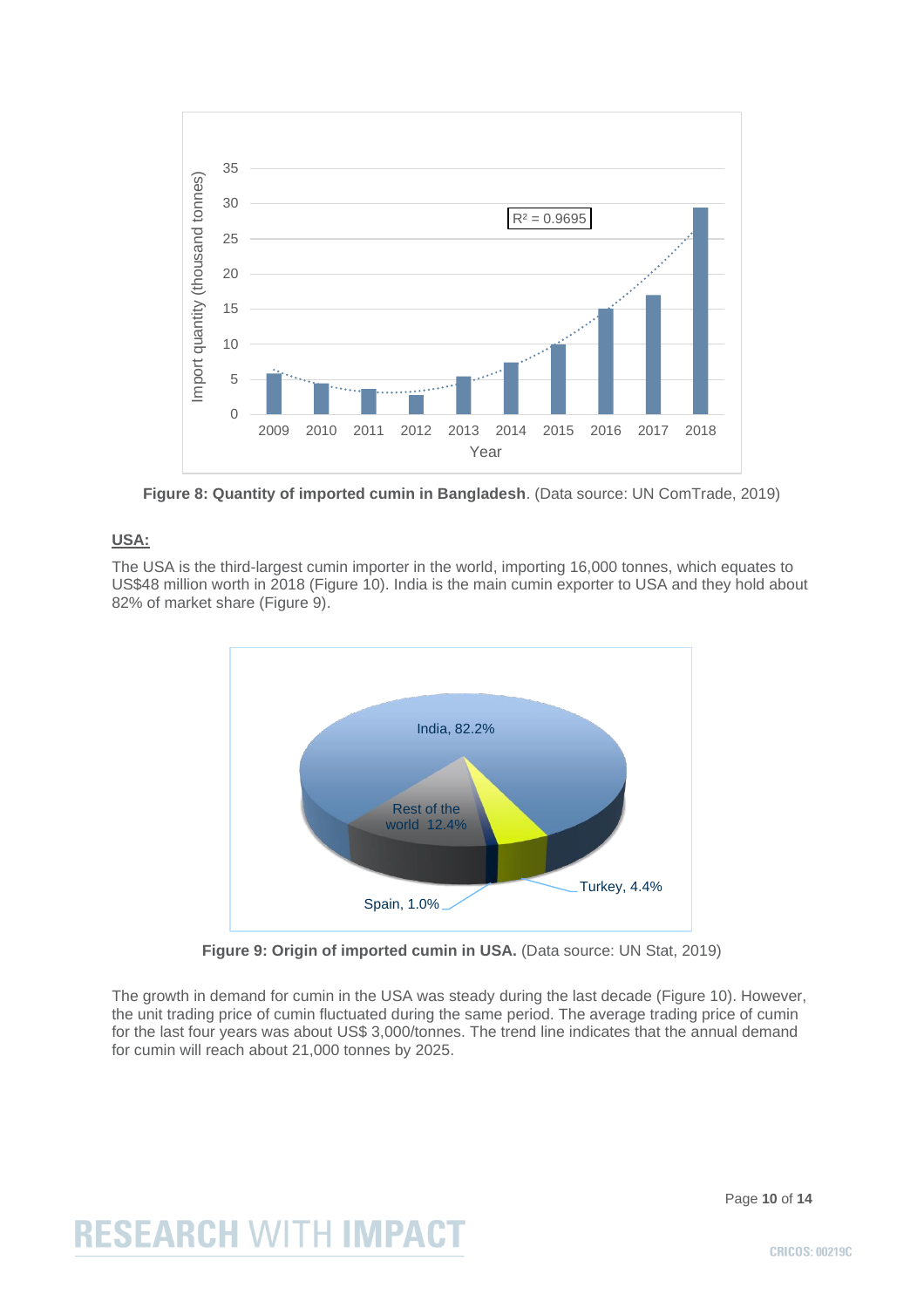**Figure 8: Quantity of imported cumin in Bangladesh**. (Data source: UN ComTrade, 2019)

**USA:**

The USA is the third-largest cumin importer in the world, importing 16,000 tonnes, which equates to US$48 million worth in 2018 (Figure 10). India is the main cumin exporter to USA and they hold about 82% of market share (Figure 9).

**Figure 9: Origin of imported cumin in USA.** (Data source: UN Stat, 2019)

The growth in demand for cumin in the USA was steady during the last decade (Figure 10). However, the unit trading price of cumin fluctuated during the same period. The average trading price of cumin for the last four years was about US$ 3,000/tonnes. The trend line indicates that the annual demand for cumin will reach about 21,000 tonnes by 2025.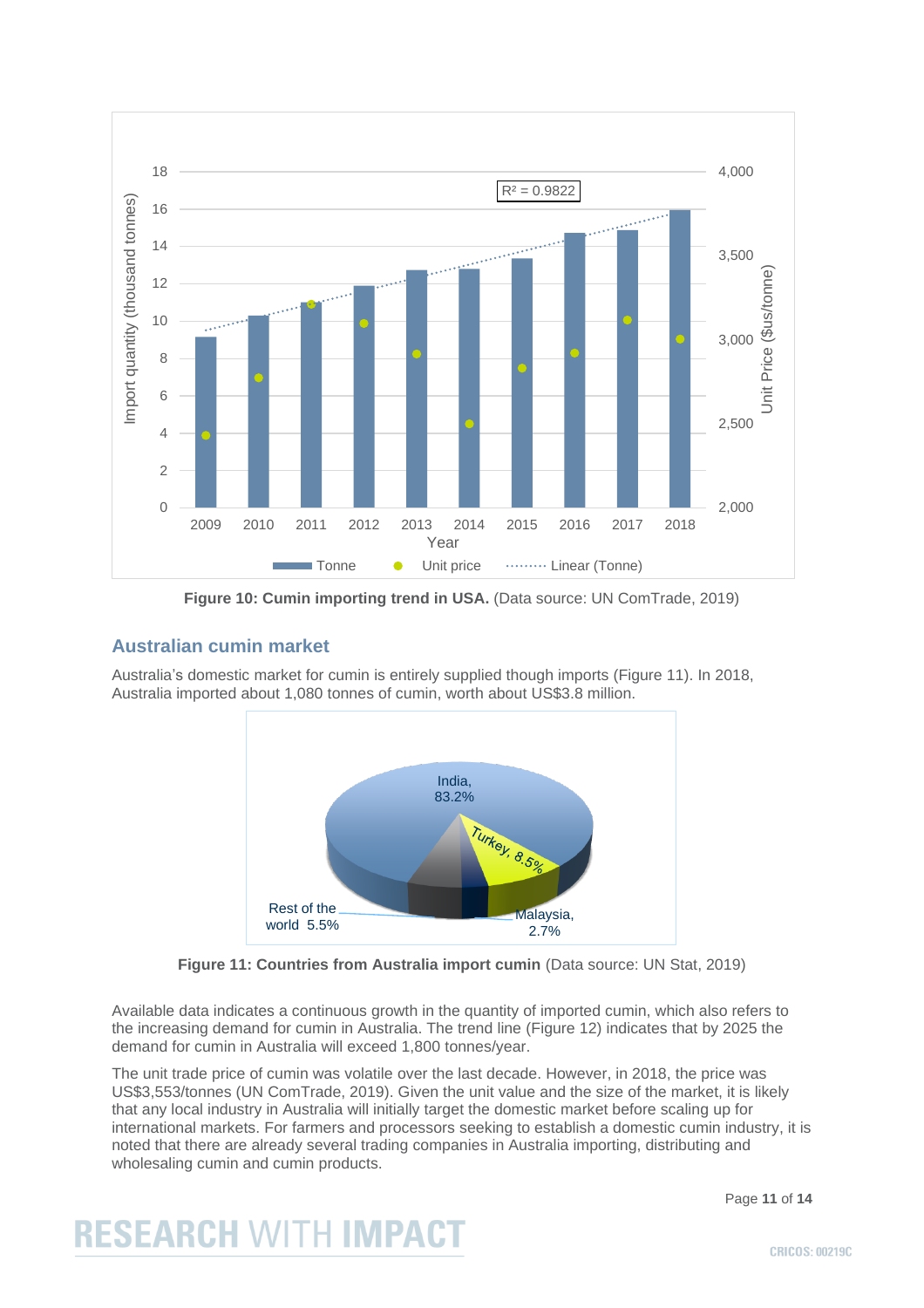Figure 10: **Cumin importing trend in USA.** (Data source: UN ComTrade, 2019)

## Australian cumin market

Australia's domestic market for cumin is entirely supplied though imports (Figure 11). In 2018, Australia imported about 1,080 tonnes of cumin, worth about US$3.8 million.

**Figure 11: Countries from Australia import cumin** (Data source: UN Stat, 2019)

Available data indicates a continuous growth in the quantity of imported cumin, which also refers to the increasing demand for cumin in Australia. The trend line (Figure 12) indicates that by 2025 the demand for cumin in Australia will exceed 1,800 tonnes/year.

The unit trade price of cumin was volatile over the last decade. However, in 2018, the price was US$3,553/tonnes (UN ComTrade, 2019). Given the unit value and the size of the market, it is likely that any local industry in Australia will initially target the domestic market before scaling up for international markets. For farmers and processors seeking to establish a domestic cumin industry, it is noted that there are already several trading companies in Australia importing, distributing and wholesaling cumin and cumin products.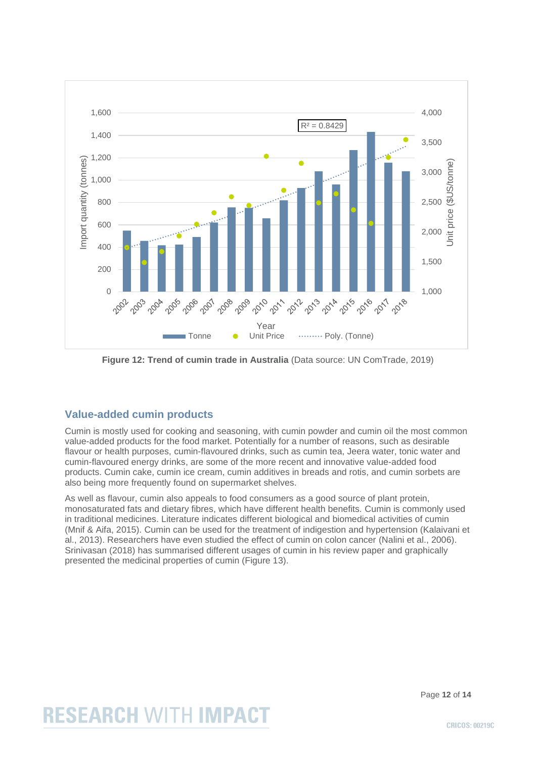**Figure 12: Trend of cumin trade in Australia** (Data source: UN ComTrade, 2019)

## Value-added cumin products

Cumin is mostly used for cooking and seasoning, with cumin powder and cumin oil the most common value-added products for the food market. Potentially for a number of reasons, such as desirable flavour or health purposes, cumin-flavoured drinks, such as cumin tea, Jeera water, tonic water and cumin-flavoured energy drinks, are some of the more recent and innovative value-added food products. Cumin cake, cumin ice cream, cumin additives in breads and rotis, and cumin sorbets are also being more frequently found on supermarket shelves.

As well as flavour, cumin also appeals to food consumers as a good source of plant protein, monosaturated fats and dietary fibres, which have different health benefits. Cumin is commonly used in traditional medicines. Literature indicates different biological and biomedical activities of cumin (Mnif & Aifa, 2015). Cumin can be used for the treatment of indigestion and hypertension (Kalaivani et al., 2013). Researchers have even studied the effect of cumin on colon cancer (Nalini et al., 2006). Srinivasan (2018) has summarised different usages of cumin in his review paper and graphically presented the medicinal properties of cumin (Figure 13).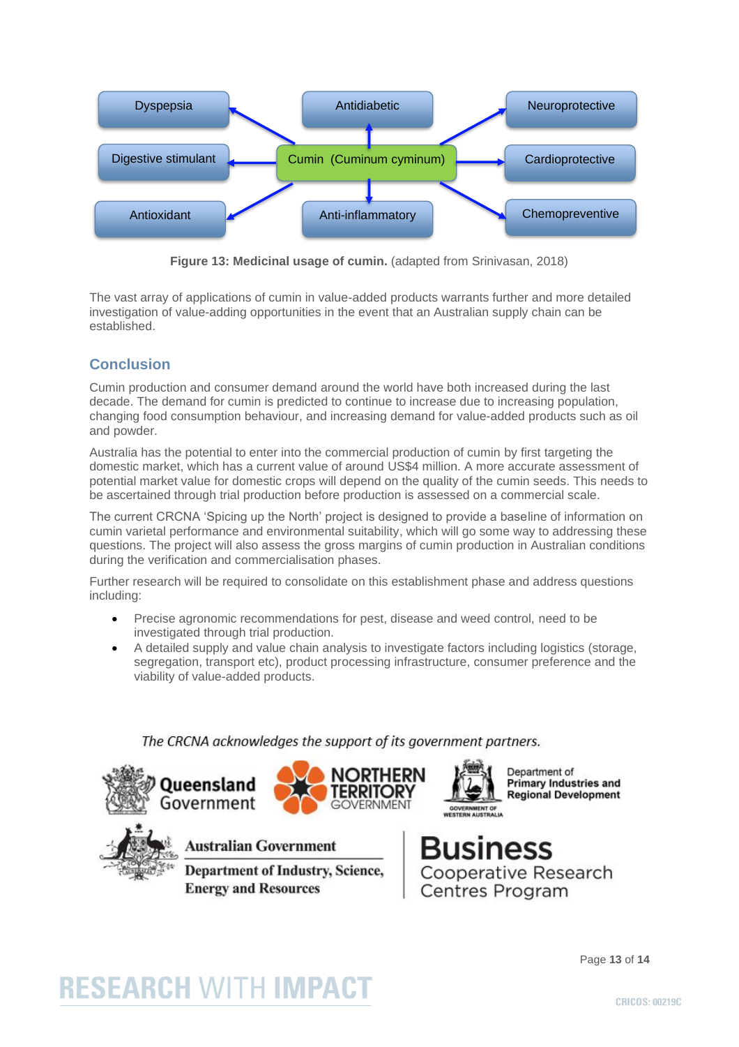Dyspepsia

Antidiabetic

Neuroprotective

Digestive stimulant

Cumin (Cuminum cyminum)

Cardioprotective

Antioxidant

Anti-inflammatory

Chemopreventive

**Figure 13: Medicinal usage of cumin.** (adapted from Srinivasan, 2018)

The vast array of applications of cumin in value-added products warrants further and more detailed investigation of value-adding opportunities in the event that an Australian supply chain can be established.

## Conclusion

Cumin production and consumer demand around the world have both increased during the last decade. The demand for cumin is predicted to continue to increase due to increasing population, changing food consumption behaviour, and increasing demand for value-added products such as oil and powder.

Australia has the potential to enter into the commercial production of cumin by first targeting the domestic market, which has a current value of around US$4 million. A more accurate assessment of potential market value for domestic crops will depend on the quality of the cumin seeds. This needs to be ascertained through trial production before production is assessed on a commercial scale.

The current CRCNA 'Spicing up the North' project is designed to provide a baseline of information on cumin varietal performance and environmental suitability, which will go some way to addressing these questions. The project will also assess the gross margins of cumin production in Australian conditions during the verification and commercialisation phases.

Further research will be required to consolidate on this establishment phase and address questions including:

- Precise agronomic recommendations for pest, disease and weed control, need to be investigated through trial production.
- A detailed supply and value chain analysis to investigate factors including logistics (storage, segregation, transport etc), product processing infrastructure, consumer preference and the viability of value-added products.

*The CRCNA acknowledges the support of its government partners.*

Queensland Government

NORTHERN TERRITORY GOVERNMENT

Government of Western Australia Department of Primary Industries and Regional Development

Australian Government Department of Industry, Science, Energy and Resources

Business Cooperative Research Centres Program

RESEARCH WITH IMPACT

CRICOS: 00219C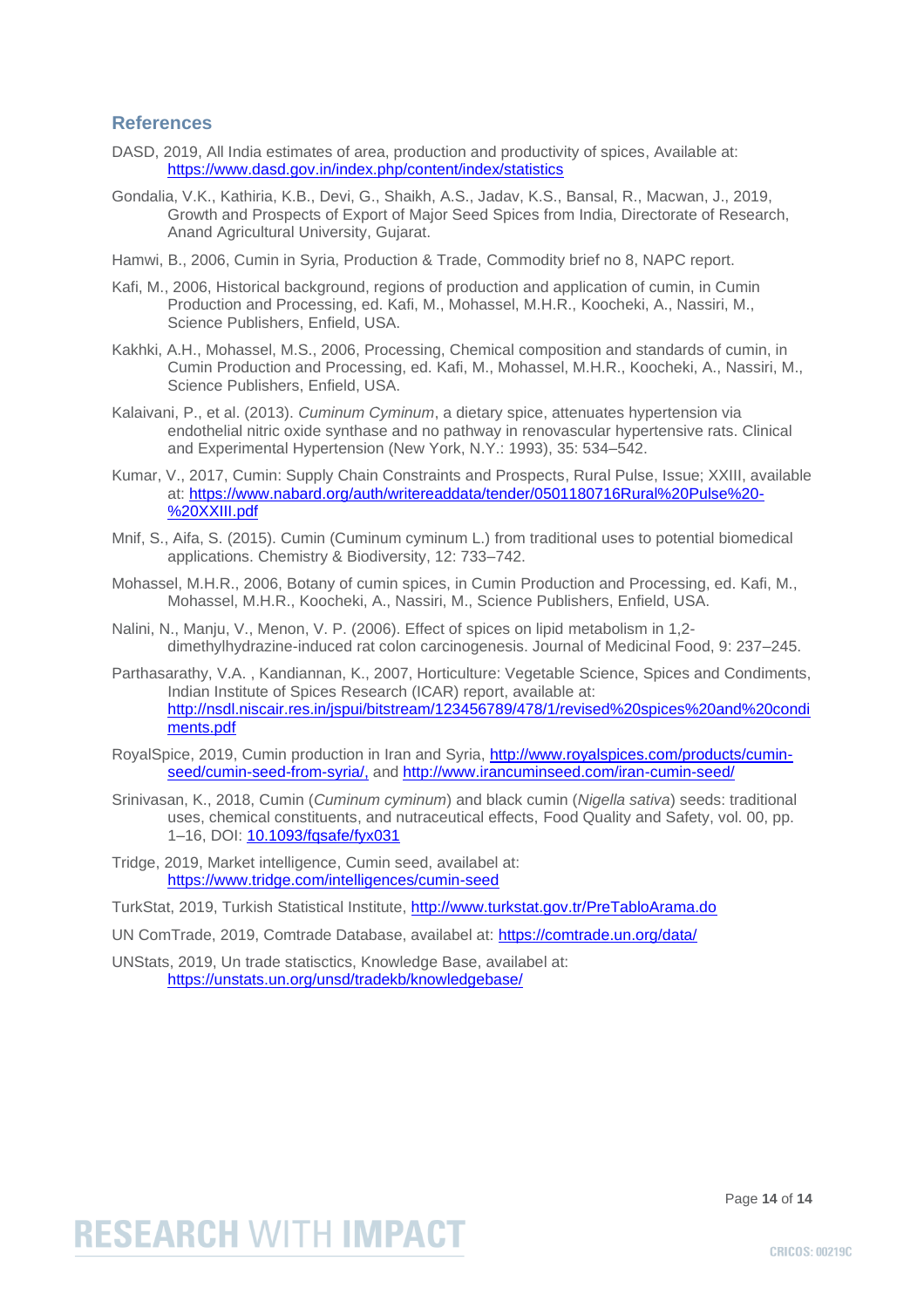## References

DASD, 2019, All India estimates of area, production and productivity of spices, Available at: https://www.dasd.gov.in/index.php/content/index/statistics

Gondalia, V.K., Kathiria, K.B., Devi, G., Shaikh, A.S., Jadav, K.S., Bansal, R., Macwan, J., 2019, Growth and Prospects of Export of Major Seed Spices from India, Directorate of Research, Anand Agricultural University, Gujarat.

Hamwi, B., 2006, Cumin in Syria, Production & Trade, Commodity brief no 8, NAPC report.

Kafi, M., 2006, Historical background, regions of production and application of cumin, in Cumin Production and Processing, ed. Kafi, M., Mohassel, M.H.R., Koocheki, A., Nassiri, M., Science Publishers, Enfield, USA.

Kakhki, A.H., Mohassel, M.S., 2006, Processing, Chemical composition and standards of cumin, in Cumin Production and Processing, ed. Kafi, M., Mohassel, M.H.R., Koocheki, A., Nassiri, M., Science Publishers, Enfield, USA.

Kalaivani, P., et al. (2013). *Cuminum Cyminum*, a dietary spice, attenuates hypertension via endothelial nitric oxide synthase and no pathway in renovascular hypertensive rats. Clinical and Experimental Hypertension (New York, N.Y.: 1993), 35: 534–542.

Kumar, V., 2017, Cumin: Supply Chain Constraints and Prospects, Rural Pulse, Issue; XXIII, available at: https://www.nabard.org/auth/writereaddata/tender/0501180716Rural%20Pulse%20-%20XXIII.pdf

Mnif, S., Aifa, S. (2015). Cumin (Cuminum cyminum L.) from traditional uses to potential biomedical applications. Chemistry & Biodiversity, 12: 733–742.

Mohassel, M.H.R., 2006, Botany of cumin spices, in Cumin Production and Processing, ed. Kafi, M., Mohassel, M.H.R., Koocheki, A., Nassiri, M., Science Publishers, Enfield, USA.

Nalini, N., Manju, V., Menon, V. P. (2006). Effect of spices on lipid metabolism in 1,2-dimethylhydrazine-induced rat colon carcinogenesis. Journal of Medicinal Food, 9: 237–245.

Parthasarathy, V.A. , Kandiannan, K., 2007, Horticulture: Vegetable Science, Spices and Condiments, Indian Institute of Spices Research (ICAR) report, available at: http://nsdl.niscair.res.in/jspui/bitstream/123456789/478/1/revised%20spices%20and%20condiments.pdf

RoyalSpice, 2019, Cumin production in Iran and Syria, http://www.royalspices.com/products/cumin-seed/cumin-seed-from-syria/, and http://www.irancuminseed.com/iran-cumin-seed/

Srinivasan, K., 2018, Cumin (*Cuminum cyminum*) and black cumin (*Nigella sativa*) seeds: traditional uses, chemical constituents, and nutraceutical effects, Food Quality and Safety, vol. 00, pp. 1–16, DOI: 10.1093/fqsafe/fyx031

Tridge, 2019, Market intelligence, Cumin seed, availabel at: https://www.tridge.com/intelligences/cumin-seed

TurkStat, 2019, Turkish Statistical Institute, http://www.turkstat.gov.tr/PreTabloArama.do

UN ComTrade, 2019, Comtrade Database, availabel at: https://comtrade.un.org/data/

UNStats, 2019, Un trade statisctics, Knowledge Base, availabel at: https://unstats.un.org/unsd/tradekb/knowledgebase/

RESEARCH WITH IMPACT

CRICOS: 00219C